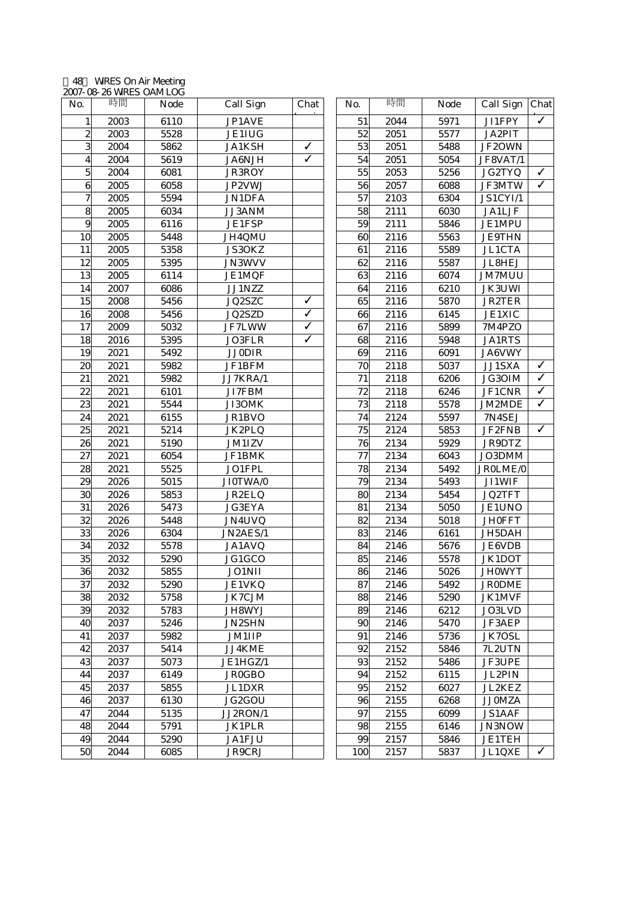第48回 WIRES On Air Meeting
2007-08-26 WIRES OAM LOG

| No. | 時間 | Node | Call Sign | Chat |
|---|---|---|---|---|
| 1 | 2003 | 6110 | JP1AVE | |
| 2 | 2003 | 5528 | JE1IUG | |
| 3 | 2004 | 5862 | JA1KSH | ✓ |
| 4 | 2004 | 5619 | JA6NJH | ✓ |
| 5 | 2004 | 6081 | JR3ROY | |
| 6 | 2005 | 6058 | JP2VWJ | |
| 7 | 2005 | 5594 | JN1DFA | |
| 8 | 2005 | 6034 | JJ3ANM | |
| 9 | 2005 | 6116 | JE1FSP | |
| 10 | 2005 | 5448 | JH4QMU | |
| 11 | 2005 | 5358 | JS3OKZ | |
| 12 | 2005 | 5395 | JN3WVV | |
| 13 | 2005 | 6114 | JE1MQF | |
| 14 | 2007 | 6086 | JJ1NZZ | |
| 15 | 2008 | 5456 | JQ2SZC | ✓ |
| 16 | 2008 | 5456 | JQ2SZD | ✓ |
| 17 | 2009 | 5032 | JF7LWW | ✓ |
| 18 | 2016 | 5395 | JO3FLR | ✓ |
| 19 | 2021 | 5492 | JJ0DIR | |
| 20 | 2021 | 5982 | JF1BFM | |
| 21 | 2021 | 5982 | JJ7KRA/1 | |
| 22 | 2021 | 6101 | JI7FBM | |
| 23 | 2021 | 5544 | JI3OMK | |
| 24 | 2021 | 6155 | JR1BVO | |
| 25 | 2021 | 5214 | JK2PLQ | |
| 26 | 2021 | 5190 | JM1IZV | |
| 27 | 2021 | 6054 | JF1BMK | |
| 28 | 2021 | 5525 | JO1FPL | |
| 29 | 2026 | 5015 | JI0TWA/0 | |
| 30 | 2026 | 5853 | JR2ELQ | |
| 31 | 2026 | 5473 | JG3EYA | |
| 32 | 2026 | 5448 | JN4UVQ | |
| 33 | 2026 | 6304 | JN2AES/1 | |
| 34 | 2032 | 5578 | JA1AVQ | |
| 35 | 2032 | 5290 | JG1GCO | |
| 36 | 2032 | 5855 | JO1NII | |
| 37 | 2032 | 5290 | JE1VKQ | |
| 38 | 2032 | 5758 | JK7CJM | |
| 39 | 2032 | 5783 | JH8WYJ | |
| 40 | 2037 | 5246 | JN2SHN | |
| 41 | 2037 | 5982 | JM1IIP | |
| 42 | 2037 | 5414 | JJ4KME | |
| 43 | 2037 | 5073 | JE1HGZ/1 | |
| 44 | 2037 | 6149 | JR0GBO | |
| 45 | 2037 | 5855 | JL1DXR | |
| 46 | 2037 | 6130 | JG2GOU | |
| 47 | 2044 | 5135 | JJ2RON/1 | |
| 48 | 2044 | 5791 | JK1PLR | |
| 49 | 2044 | 5290 | JA1FJU | |
| 50 | 2044 | 6085 | JR9CRJ | |
| 51 | 2044 | 5971 | JI1FPY | ✓ |
| 52 | 2051 | 5577 | JA2PIT | |
| 53 | 2051 | 5488 | JF2OWN | |
| 54 | 2051 | 5054 | JF8VAT/1 | |
| 55 | 2053 | 5256 | JG2TYQ | ✓ |
| 56 | 2057 | 6088 | JF3MTW | ✓ |
| 57 | 2103 | 6304 | JS1CYI/1 | |
| 58 | 2111 | 6030 | JA1LJF | |
| 59 | 2111 | 5846 | JE1MPU | |
| 60 | 2116 | 5563 | JE9THN | |
| 61 | 2116 | 5589 | JL1CTA | |
| 62 | 2116 | 5587 | JL8HEJ | |
| 63 | 2116 | 6074 | JM7MUU | |
| 64 | 2116 | 6210 | JK3UWI | |
| 65 | 2116 | 5870 | JR2TER | |
| 66 | 2116 | 6145 | JE1XIC | |
| 67 | 2116 | 5899 | 7M4PZO | |
| 68 | 2116 | 5948 | JA1RTS | |
| 69 | 2116 | 6091 | JA6VWY | |
| 70 | 2118 | 5037 | JJ1SXA | ✓ |
| 71 | 2118 | 6206 | JG3OIM | ✓ |
| 72 | 2118 | 6246 | JF1CNR | ✓ |
| 73 | 2118 | 5578 | JM2MDE | ✓ |
| 74 | 2124 | 5597 | 7N4SEJ | |
| 75 | 2124 | 5853 | JF2FNB | ✓ |
| 76 | 2134 | 5929 | JR9DTZ | |
| 77 | 2134 | 6043 | JO3DMM | |
| 78 | 2134 | 5492 | JR0LME/0 | |
| 79 | 2134 | 5493 | JI1WIF | |
| 80 | 2134 | 5454 | JQ2TFT | |
| 81 | 2134 | 5050 | JE1UNO | |
| 82 | 2134 | 5018 | JH0FFT | |
| 83 | 2146 | 6161 | JH5DAH | |
| 84 | 2146 | 5676 | JE6VDB | |
| 85 | 2146 | 5578 | JK1DOT | |
| 86 | 2146 | 5026 | JH0WYT | |
| 87 | 2146 | 5492 | JR0DME | |
| 88 | 2146 | 5290 | JK1MVF | |
| 89 | 2146 | 6212 | JO3LVD | |
| 90 | 2146 | 5470 | JF3AEP | |
| 91 | 2146 | 5736 | JK7OSL | |
| 92 | 2152 | 5846 | 7L2UTN | |
| 93 | 2152 | 5486 | JF3UPE | |
| 94 | 2152 | 6115 | JL2PIN | |
| 95 | 2152 | 6027 | JL2KEZ | |
| 96 | 2155 | 6268 | JJ0MZA | |
| 97 | 2155 | 6099 | JS1AAF | |
| 98 | 2155 | 6146 | JN3NOW | |
| 99 | 2157 | 5846 | JE1TEH | |
| 100 | 2157 | 5837 | JL1QXE | ✓ |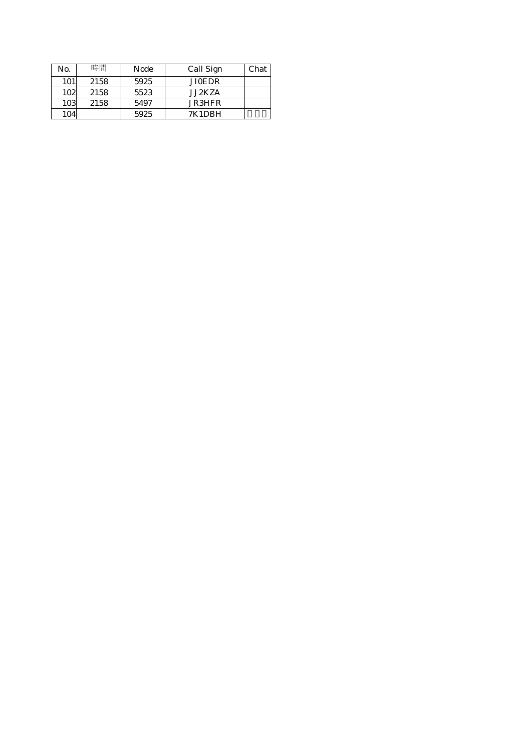| No. | 時間 | Node | Call Sign | Chat |
| --- | --- | --- | --- | --- |
| 101 | 2158 | 5925 | JI0EDR | |
| 102 | 2158 | 5523 | JJ2KZA | |
| 103 | 2158 | 5497 | JR3HFR | |
| 104 | | 5925 | 7K1DBH | □□□ |